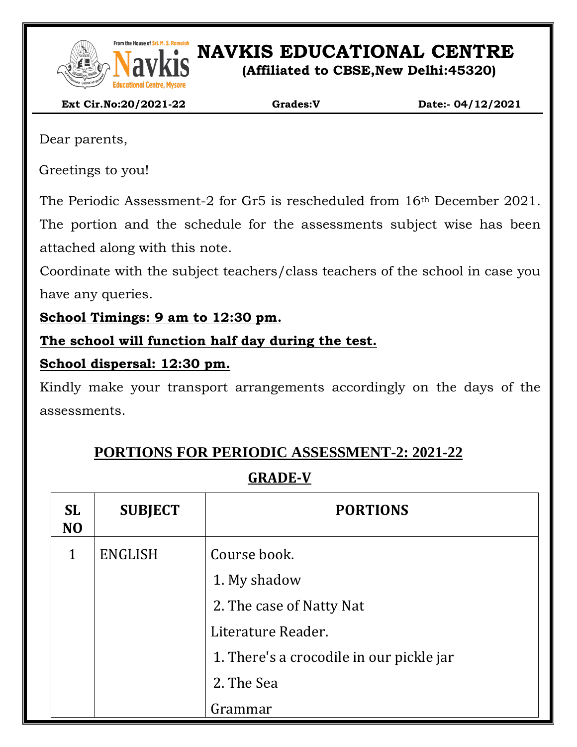# NAVKIS EDUCATIONAL CENTRE

**(Affiliated to CBSE,New Delhi:45320)**

**Ext Cir.No:20/2021-22** **Grades:V** **Date:- 04/12/2021**

Dear parents,

Greetings to you!

The Periodic Assessment-2 for Gr5 is rescheduled from 16th December 2021. The portion and the schedule for the assessments subject wise has been attached along with this note.

Coordinate with the subject teachers/class teachers of the school in case you have any queries.

**School Timings: 9 am to 12:30 pm.**

**The school will function half day during the test.**

**School dispersal: 12:30 pm.**

Kindly make your transport arrangements accordingly on the days of the assessments.

## PORTIONS FOR PERIODIC ASSESSMENT-2: 2021-22

## GRADE-V

| SL NO | SUBJECT | PORTIONS |
|---|---|---|
| 1 | ENGLISH | Course book.<br>1. My shadow<br>2. The case of Natty Nat<br>Literature Reader.<br>1. There's a crocodile in our pickle jar<br>2. The Sea<br>Grammar |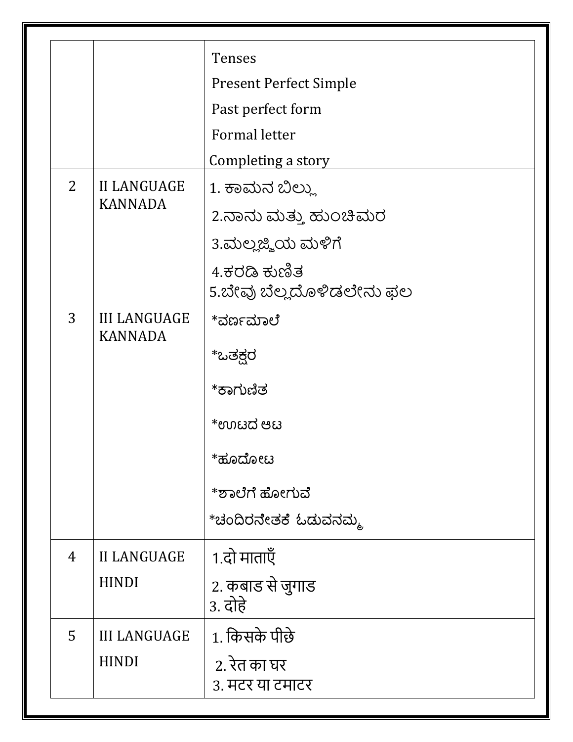| | | |
|---|---|---|
| | | Tenses<br>Present Perfect Simple<br>Past perfect form<br>Formal letter<br>Completing a story |
| 2 | II LANGUAGE KANNADA | 1. ಕಾಮನ ಬಿಲ್ಲು<br>2.ನಾನು ಮತ್ತು ಹುಂಚಿಮರ<br>3.ಮಲ್ಲಜ್ಜಿಯ ಮಳಿಗೆ<br>4.ಕರಡಿ ಕುಣಿತ<br>5.ಬೇವು ಬೆಲ್ಲದೊಳಿಡಲೇನು ಫಲ |
| 3 | III LANGUAGE KANNADA | *ವರ್ಣಮಾಲೆ<br>*ಒತಕ್ಷರ<br>*ಕಾಗುಣಿತ<br>*ಊಟದ ಆಟ<br>*ಹೂದೋಟ<br>*ಶಾಲೆಗೆ ಹೋಗುವೆ<br>*ಚಂದಿರನೇತಕೆ ಓಡುವನಮ್ಮ |
| 4 | II LANGUAGE HINDI | 1.दो माताएँ<br>2. कबाड से जुगाड<br>3. दोहे |
| 5 | III LANGUAGE HINDI | 1. किसके पीछे<br>2. रेत का घर<br>3. मटर या टमाटर |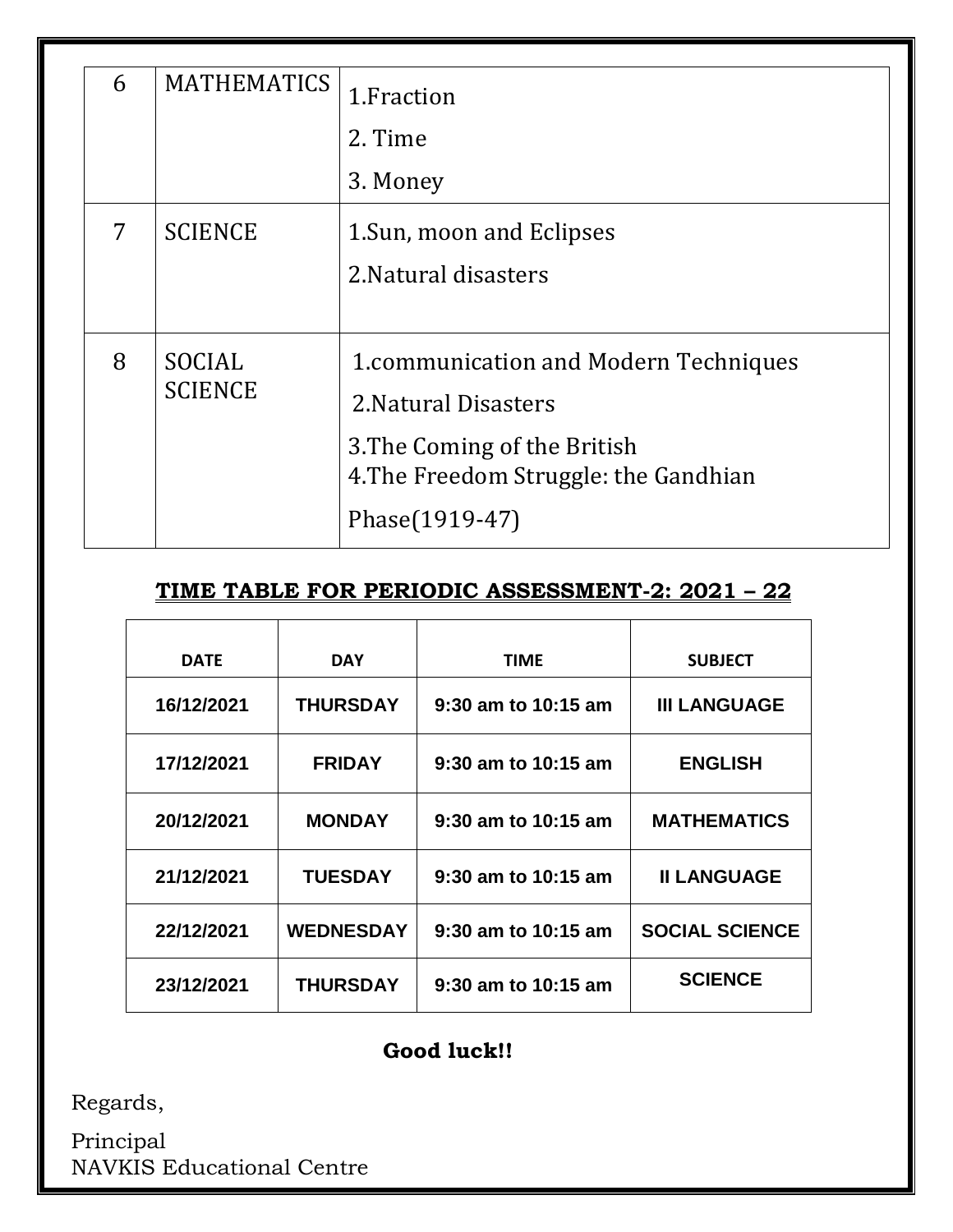| | | |
|---|---|---|
| 6 | MATHEMATICS | 1.Fraction<br>2. Time<br>3. Money |
| 7 | SCIENCE | 1.Sun, moon and Eclipses<br>2.Natural disasters |
| 8 | SOCIAL SCIENCE | 1.communication and Modern Techniques<br>2.Natural Disasters<br>3.The Coming of the British<br>4.The Freedom Struggle: the Gandhian Phase(1919-47) |

## TIME TABLE FOR PERIODIC ASSESSMENT-2: 2021 – 22

| DATE | DAY | TIME | SUBJECT |
|---|---|---|---|
| 16/12/2021 | THURSDAY | 9:30 am to 10:15 am | III LANGUAGE |
| 17/12/2021 | FRIDAY | 9:30 am to 10:15 am | ENGLISH |
| 20/12/2021 | MONDAY | 9:30 am to 10:15 am | MATHEMATICS |
| 21/12/2021 | TUESDAY | 9:30 am to 10:15 am | II LANGUAGE |
| 22/12/2021 | WEDNESDAY | 9:30 am to 10:15 am | SOCIAL SCIENCE |
| 23/12/2021 | THURSDAY | 9:30 am to 10:15 am | SCIENCE |

**Good luck!!**

Regards,

Principal
NAVKIS Educational Centre